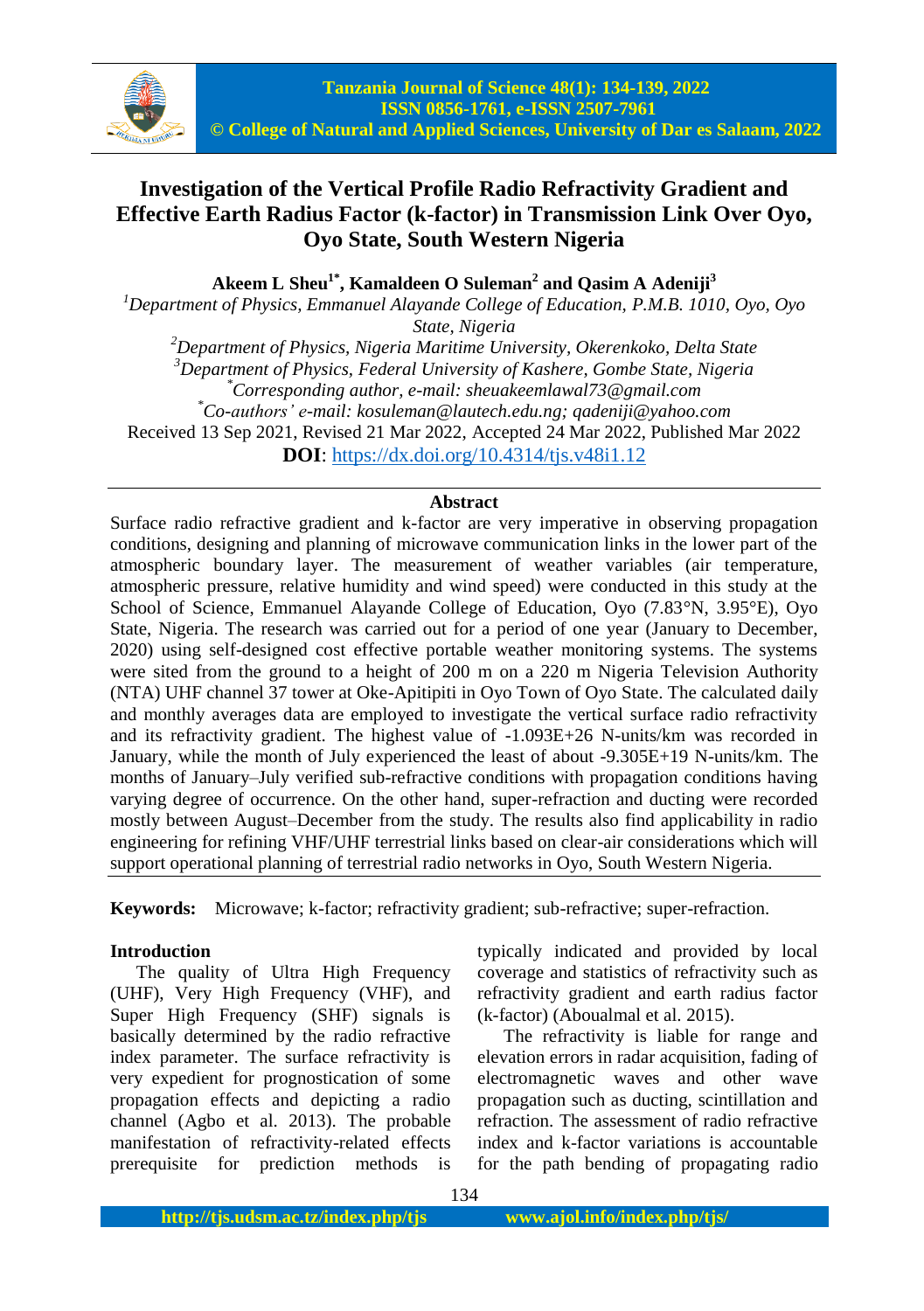# Investigation of the Vertical Profile Radio Refractivity Gradient and Effective Earth Radius Factor (k-factor) in Transmission Link Over Oyo, Oyo State, South Western Nigeria

**Akeem L Sheu[1*], Kamaldeen O Suleman[2] and Qasim A Adeniji[3]**

[1]*Department of Physics, Emmanuel Alayande College of Education, P.M.B. 1010, Oyo, Oyo State, Nigeria*

[2]*Department of Physics, Nigeria Maritime University, Okerenkoko, Delta State*

[3]*Department of Physics, Federal University of Kashere, Gombe State, Nigeria*

[*]*Corresponding author, e-mail: sheuakeemlawal73@gmail.com*

[*]*Co-authors' e-mail: kosuleman@lautech.edu.ng; qadeniji@yahoo.com*

Received 13 Sep 2021, Revised 21 Mar 2022, Accepted 24 Mar 2022, Published Mar 2022

**DOI**: https://dx.doi.org/10.4314/tjs.v48i1.12

## Abstract

Surface radio refractive gradient and k-factor are very imperative in observing propagation conditions, designing and planning of microwave communication links in the lower part of the atmospheric boundary layer. The measurement of weather variables (air temperature, atmospheric pressure, relative humidity and wind speed) were conducted in this study at the School of Science, Emmanuel Alayande College of Education, Oyo (7.83°N, 3.95°E), Oyo State, Nigeria. The research was carried out for a period of one year (January to December, 2020) using self-designed cost effective portable weather monitoring systems. The systems were sited from the ground to a height of 200 m on a 220 m Nigeria Television Authority (NTA) UHF channel 37 tower at Oke-Apitipiti in Oyo Town of Oyo State. The calculated daily and monthly averages data are employed to investigate the vertical surface radio refractivity and its refractivity gradient. The highest value of -1.093E+26 N-units/km was recorded in January, while the month of July experienced the least of about -9.305E+19 N-units/km. The months of January–July verified sub-refractive conditions with propagation conditions having varying degree of occurrence. On the other hand, super-refraction and ducting were recorded mostly between August–December from the study. The results also find applicability in radio engineering for refining VHF/UHF terrestrial links based on clear-air considerations which will support operational planning of terrestrial radio networks in Oyo, South Western Nigeria.

**Keywords:** Microwave; k-factor; refractivity gradient; sub-refractive; super-refraction.

## Introduction

The quality of Ultra High Frequency (UHF), Very High Frequency (VHF), and Super High Frequency (SHF) signals is basically determined by the radio refractive index parameter. The surface refractivity is very expedient for prognostication of some propagation effects and depicting a radio channel (Agbo et al. 2013). The probable manifestation of refractivity-related effects prerequisite for prediction methods is typically indicated and provided by local coverage and statistics of refractivity such as refractivity gradient and earth radius factor (k-factor) (Aboualmal et al. 2015).

The refractivity is liable for range and elevation errors in radar acquisition, fading of electromagnetic waves and other wave propagation such as ducting, scintillation and refraction. The assessment of radio refractive index and k-factor variations is accountable for the path bending of propagating radio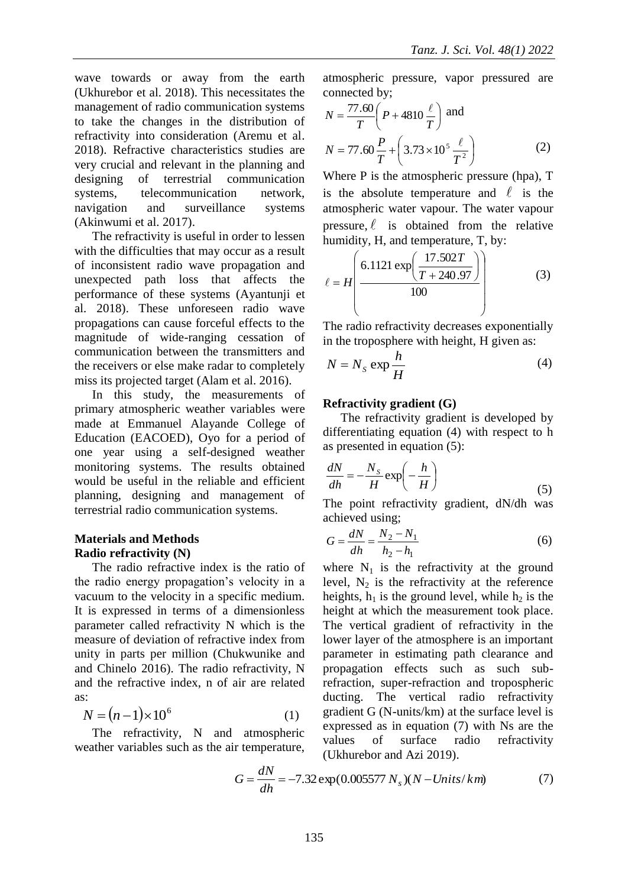wave towards or away from the earth (Ukhurebor et al. 2018). This necessitates the management of radio communication systems to take the changes in the distribution of refractivity into consideration (Aremu et al. 2018). Refractive characteristics studies are very crucial and relevant in the planning and designing of terrestrial communication systems, telecommunication network, navigation and surveillance systems (Akinwumi et al. 2017).

The refractivity is useful in order to lessen with the difficulties that may occur as a result of inconsistent radio wave propagation and unexpected path loss that affects the performance of these systems (Ayantunji et al. 2018). These unforeseen radio wave propagations can cause forceful effects to the magnitude of wide-ranging cessation of communication between the transmitters and the receivers or else make radar to completely miss its projected target (Alam et al. 2016).

In this study, the measurements of primary atmospheric weather variables were made at Emmanuel Alayande College of Education (EACOED), Oyo for a period of one year using a self-designed weather monitoring systems. The results obtained would be useful in the reliable and efficient planning, designing and management of terrestrial radio communication systems.

## Materials and Methods

### Radio refractivity (N)

The radio refractive index is the ratio of the radio energy propagation's velocity in a vacuum to the velocity in a specific medium. It is expressed in terms of a dimensionless parameter called refractivity N which is the measure of deviation of refractive index from unity in parts per million (Chukwunike and and Chinelo 2016). The radio refractivity, N and the refractive index, n of air are related as:

$$N = (n-1)\times 10^{6} \quad (1)$$

The refractivity, N and atmospheric weather variables such as the air temperature, atmospheric pressure, vapor pressured are connected by;

$$N = \frac{77.60}{T}\left(P + 4810\frac{\ell}{T}\right) \text{ and}$$

$$N = 77.60\frac{P}{T} + \left(3.73\times 10^{5}\frac{\ell}{T^{2}}\right) \quad (2)$$

Where P is the atmospheric pressure (hpa), T is the absolute temperature and $\ell$ is the atmospheric water vapour. The water vapour pressure, $\ell$ is obtained from the relative humidity, H, and temperature, T, by:

$$\ell = H\left(\frac{6.1121\exp\left(\frac{17.502T}{T+240.97}\right)}{100}\right) \quad (3)$$

The radio refractivity decreases exponentially in the troposphere with height, H given as:

$$N = N_{S}\exp\frac{h}{H} \quad (4)$$

### Refractivity gradient (G)

The refractivity gradient is developed by differentiating equation (4) with respect to h as presented in equation (5):

$$\frac{dN}{dh} = -\frac{N_{S}}{H}\exp\left(-\frac{h}{H}\right) \quad (5)$$

The point refractivity gradient, dN/dh was achieved using;

$$G = \frac{dN}{dh} = \frac{N_2 - N_1}{h_2 - h_1} \quad (6)$$

where $N_1$ is the refractivity at the ground level, $N_2$ is the refractivity at the reference heights, $h_1$ is the ground level, while $h_2$ is the height at which the measurement took place. The vertical gradient of refractivity in the lower layer of the atmosphere is an important parameter in estimating path clearance and propagation effects such as such sub-refraction, super-refraction and tropospheric ducting. The vertical radio refractivity gradient G (N-units/km) at the surface level is expressed as in equation (7) with Ns are the values of surface radio refractivity (Ukhurebor and Azi 2019).

$$G = \frac{dN}{dh} = -7.32\exp(0.005577\,N_{s})(N-Units/km) \quad (7)$$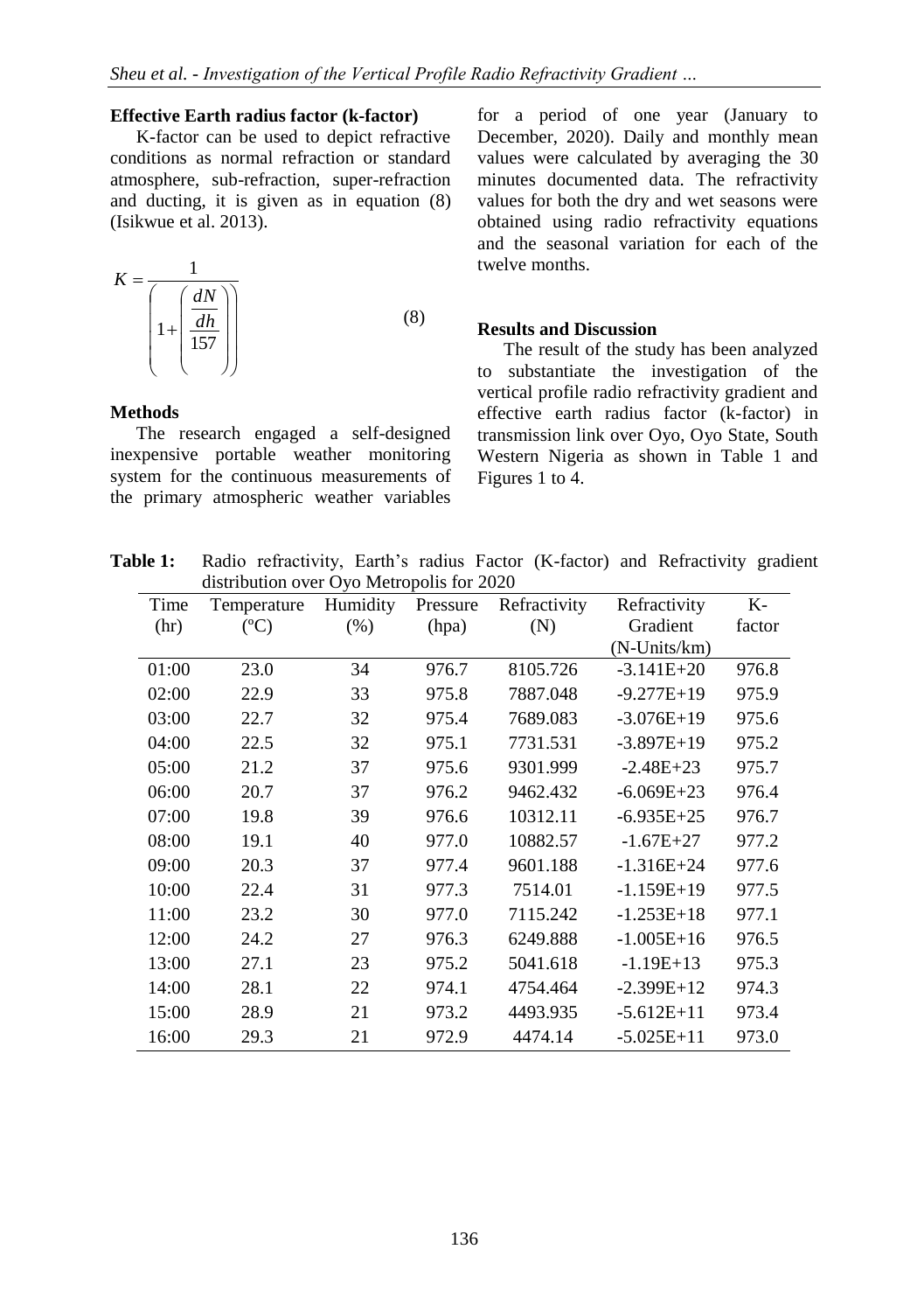### Effective Earth radius factor (k-factor)

K-factor can be used to depict refractive conditions as normal refraction or standard atmosphere, sub-refraction, super-refraction and ducting, it is given as in equation (8) (Isikwue et al. 2013).

$$K = \frac{1}{\left(1 + \left(\frac{\frac{dN}{dh}}{157}\right)\right)} \tag{8}$$

### Methods

The research engaged a self-designed inexpensive portable weather monitoring system for the continuous measurements of the primary atmospheric weather variables for a period of one year (January to December, 2020). Daily and monthly mean values were calculated by averaging the 30 minutes documented data. The refractivity values for both the dry and wet seasons were obtained using radio refractivity equations and the seasonal variation for each of the twelve months.

### Results and Discussion

The result of the study has been analyzed to substantiate the investigation of the vertical profile radio refractivity gradient and effective earth radius factor (k-factor) in transmission link over Oyo, Oyo State, South Western Nigeria as shown in Table 1 and Figures 1 to 4.

**Table 1:** Radio refractivity, Earth's radius Factor (K-factor) and Refractivity gradient distribution over Oyo Metropolis for 2020

| Time (hr) | Temperature (°C) | Humidity (%) | Pressure (hpa) | Refractivity (N) | Refractivity Gradient (N-Units/km) | K-factor |
|---|---|---|---|---|---|---|
| 01:00 | 23.0 | 34 | 976.7 | 8105.726 | -3.141E+20 | 976.8 |
| 02:00 | 22.9 | 33 | 975.8 | 7887.048 | -9.277E+19 | 975.9 |
| 03:00 | 22.7 | 32 | 975.4 | 7689.083 | -3.076E+19 | 975.6 |
| 04:00 | 22.5 | 32 | 975.1 | 7731.531 | -3.897E+19 | 975.2 |
| 05:00 | 21.2 | 37 | 975.6 | 9301.999 | -2.48E+23 | 975.7 |
| 06:00 | 20.7 | 37 | 976.2 | 9462.432 | -6.069E+23 | 976.4 |
| 07:00 | 19.8 | 39 | 976.6 | 10312.11 | -6.935E+25 | 976.7 |
| 08:00 | 19.1 | 40 | 977.0 | 10882.57 | -1.67E+27 | 977.2 |
| 09:00 | 20.3 | 37 | 977.4 | 9601.188 | -1.316E+24 | 977.6 |
| 10:00 | 22.4 | 31 | 977.3 | 7514.01 | -1.159E+19 | 977.5 |
| 11:00 | 23.2 | 30 | 977.0 | 7115.242 | -1.253E+18 | 977.1 |
| 12:00 | 24.2 | 27 | 976.3 | 6249.888 | -1.005E+16 | 976.5 |
| 13:00 | 27.1 | 23 | 975.2 | 5041.618 | -1.19E+13 | 975.3 |
| 14:00 | 28.1 | 22 | 974.1 | 4754.464 | -2.399E+12 | 974.3 |
| 15:00 | 28.9 | 21 | 973.2 | 4493.935 | -5.612E+11 | 973.4 |
| 16:00 | 29.3 | 21 | 972.9 | 4474.14 | -5.025E+11 | 973.0 |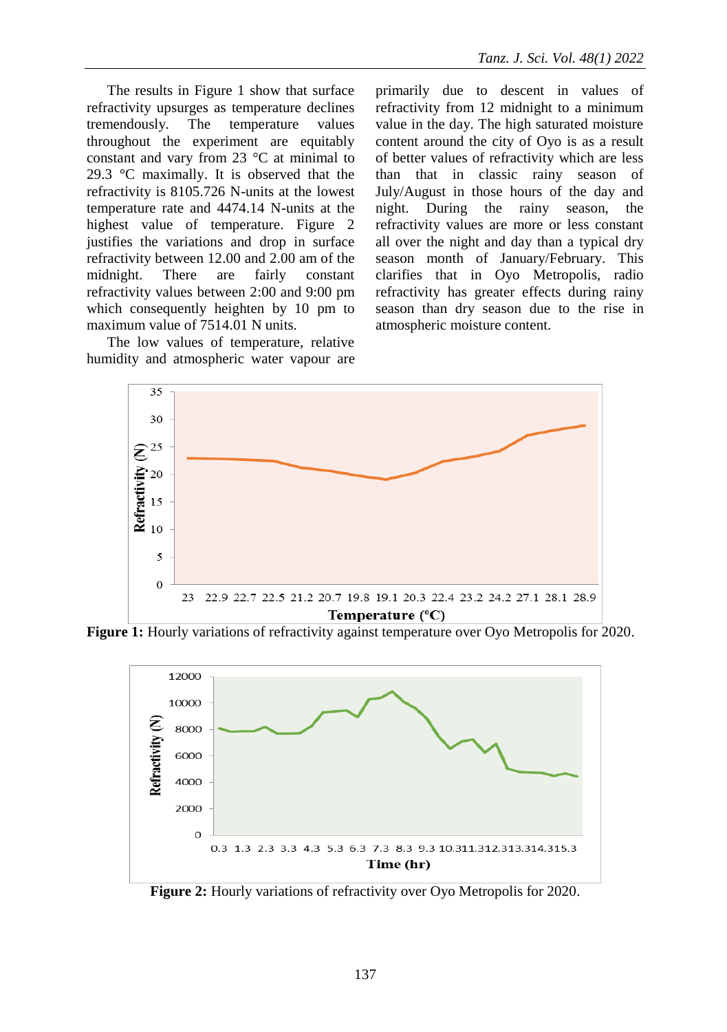The results in Figure 1 show that surface refractivity upsurges as temperature declines tremendously. The temperature values throughout the experiment are equitably constant and vary from 23 °C at minimal to 29.3 °C maximally. It is observed that the refractivity is 8105.726 N-units at the lowest temperature rate and 4474.14 N-units at the highest value of temperature. Figure 2 justifies the variations and drop in surface refractivity between 12.00 and 2.00 am of the midnight. There are fairly constant refractivity values between 2:00 and 9:00 pm which consequently heighten by 10 pm to maximum value of 7514.01 N units.

The low values of temperature, relative humidity and atmospheric water vapour are primarily due to descent in values of refractivity from 12 midnight to a minimum value in the day. The high saturated moisture content around the city of Oyo is as a result of better values of refractivity which are less than that in classic rainy season of July/August in those hours of the day and night. During the rainy season, the refractivity values are more or less constant all over the night and day than a typical dry season month of January/February. This clarifies that in Oyo Metropolis, radio refractivity has greater effects during rainy season than dry season due to the rise in atmospheric moisture content.

**Figure 1:** Hourly variations of refractivity against temperature over Oyo Metropolis for 2020.

**Figure 2:** Hourly variations of refractivity over Oyo Metropolis for 2020.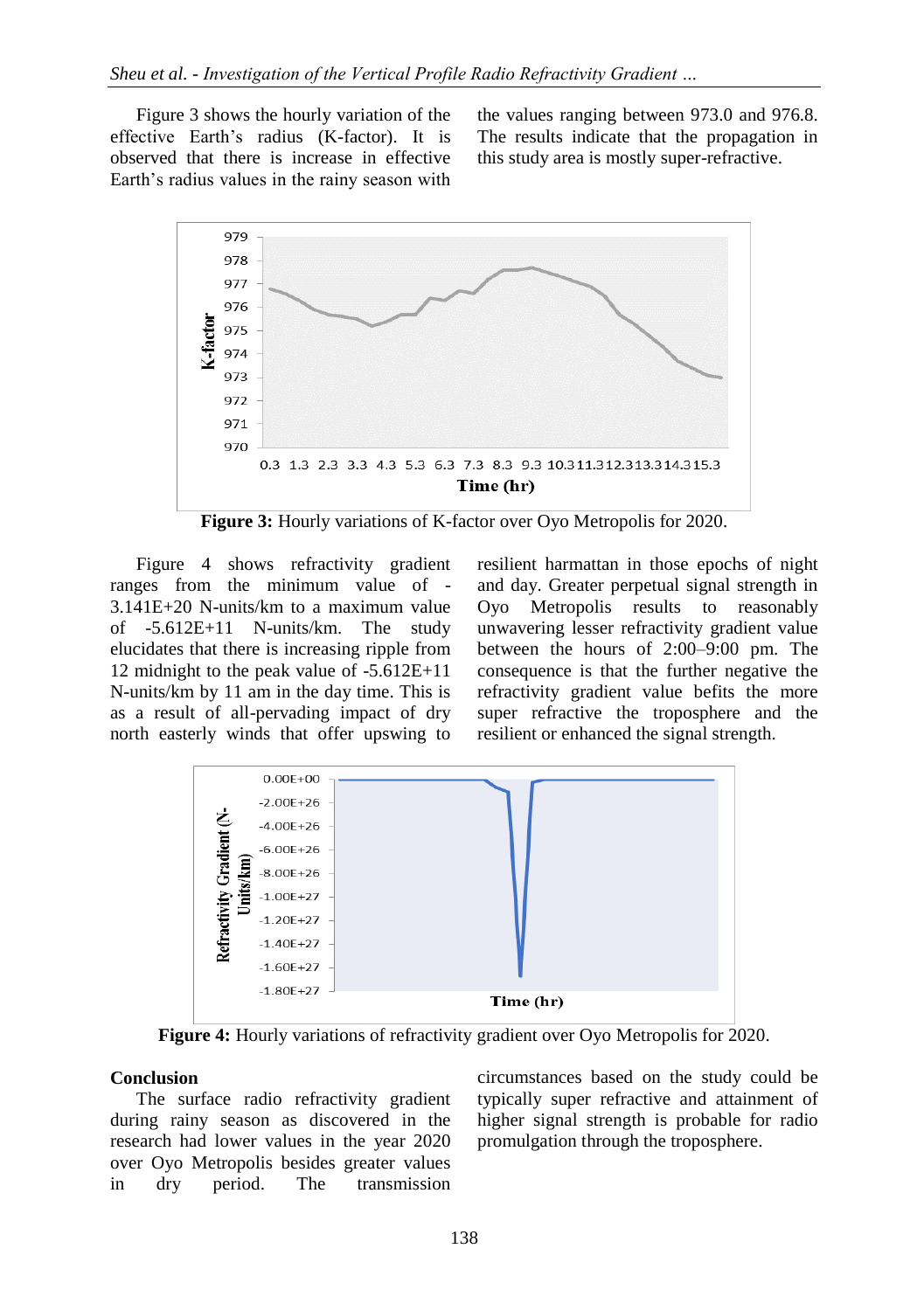Figure 3 shows the hourly variation of the effective Earth's radius (K-factor). It is observed that there is increase in effective Earth's radius values in the rainy season with the values ranging between 973.0 and 976.8. The results indicate that the propagation in this study area is mostly super-refractive.

**Figure 3:** Hourly variations of K-factor over Oyo Metropolis for 2020.

Figure 4 shows refractivity gradient ranges from the minimum value of -3.141E+20 N-units/km to a maximum value of -5.612E+11 N-units/km. The study elucidates that there is increasing ripple from 12 midnight to the peak value of -5.612E+11 N-units/km by 11 am in the day time. This is as a result of all-pervading impact of dry north easterly winds that offer upswing to resilient harmattan in those epochs of night and day. Greater perpetual signal strength in Oyo Metropolis results to reasonably unwavering lesser refractivity gradient value between the hours of 2:00–9:00 pm. The consequence is that the further negative the refractivity gradient value befits the more super refractive the troposphere and the resilient or enhanced the signal strength.

**Figure 4:** Hourly variations of refractivity gradient over Oyo Metropolis for 2020.

## Conclusion

The surface radio refractivity gradient during rainy season as discovered in the research had lower values in the year 2020 over Oyo Metropolis besides greater values in dry period. The transmission circumstances based on the study could be typically super refractive and attainment of higher signal strength is probable for radio promulgation through the troposphere.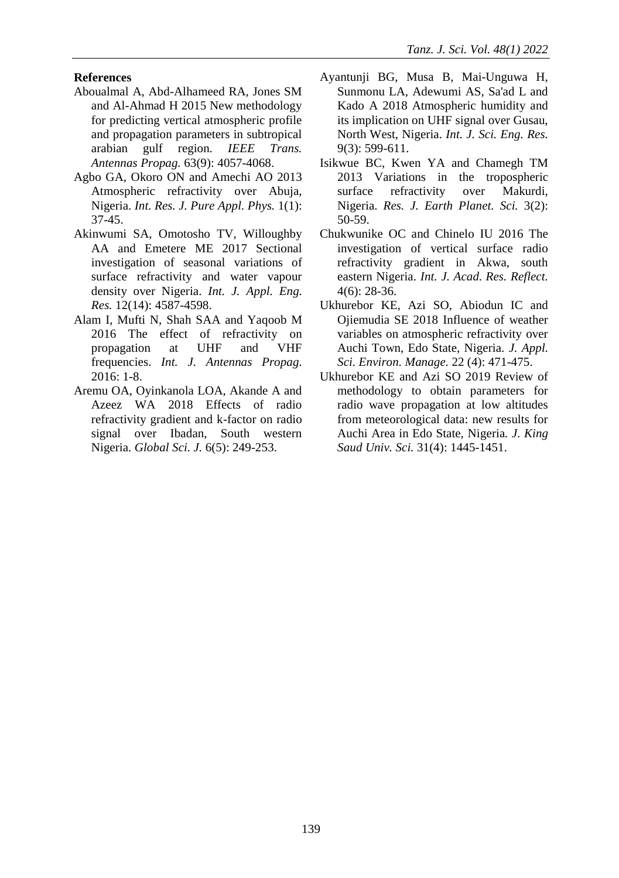## References

Aboualmal A, Abd-Alhameed RA, Jones SM and Al-Ahmad H 2015 New methodology for predicting vertical atmospheric profile and propagation parameters in subtropical arabian gulf region. *IEEE Trans. Antennas Propag.* 63(9): 4057-4068.

Agbo GA, Okoro ON and Amechi AO 2013 Atmospheric refractivity over Abuja, Nigeria. *Int. Res. J. Pure Appl. Phys.* 1(1): 37-45.

Akinwumi SA, Omotosho TV, Willoughby AA and Emetere ME 2017 Sectional investigation of seasonal variations of surface refractivity and water vapour density over Nigeria. *Int. J. Appl. Eng. Res.* 12(14): 4587-4598.

Alam I, Mufti N, Shah SAA and Yaqoob M 2016 The effect of refractivity on propagation at UHF and VHF frequencies. *Int. J. Antennas Propag.* 2016: 1-8.

Aremu OA, Oyinkanola LOA, Akande A and Azeez WA 2018 Effects of radio refractivity gradient and k-factor on radio signal over Ibadan, South western Nigeria. *Global Sci. J.* 6(5): 249-253.

Ayantunji BG, Musa B, Mai-Unguwa H, Sunmonu LA, Adewumi AS, Sa'ad L and Kado A 2018 Atmospheric humidity and its implication on UHF signal over Gusau, North West, Nigeria. *Int. J. Sci. Eng. Res.* 9(3): 599-611.

Isikwue BC, Kwen YA and Chamegh TM 2013 Variations in the tropospheric surface refractivity over Makurdi, Nigeria. *Res. J. Earth Planet. Sci.* 3(2): 50-59.

Chukwunike OC and Chinelo IU 2016 The investigation of vertical surface radio refractivity gradient in Akwa, south eastern Nigeria. *Int. J. Acad. Res. Reflect.* 4(6): 28-36.

Ukhurebor KE, Azi SO, Abiodun IC and Ojiemudia SE 2018 Influence of weather variables on atmospheric refractivity over Auchi Town, Edo State, Nigeria. *J. Appl. Sci. Environ. Manage.* 22 (4): 471-475.

Ukhurebor KE and Azi SO 2019 Review of methodology to obtain parameters for radio wave propagation at low altitudes from meteorological data: new results for Auchi Area in Edo State, Nigeria. *J. King Saud Univ. Sci.* 31(4): 1445-1451.